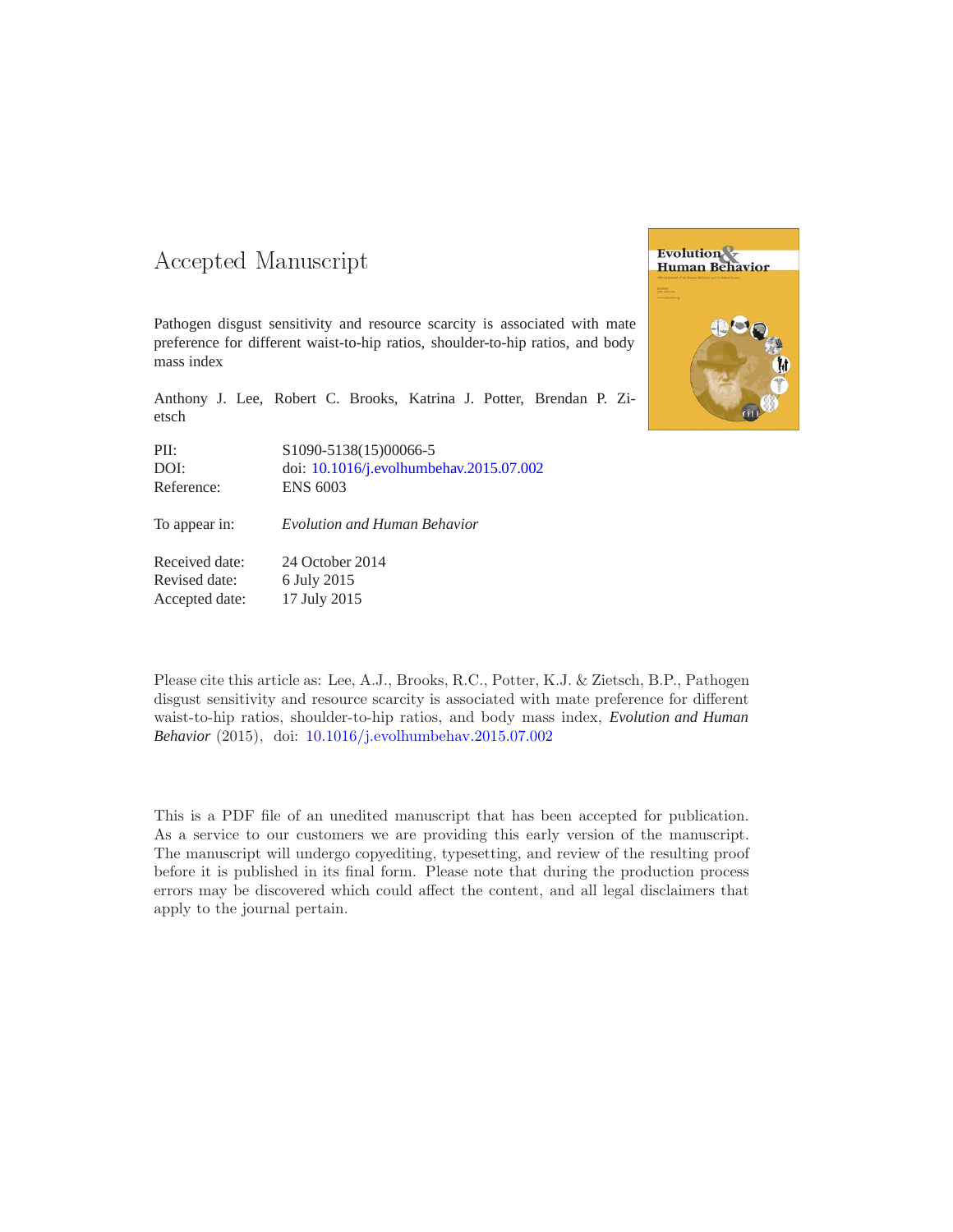# Accepted Manuscript

Pathogen disgust sensitivity and resource scarcity is associated with mate preference for different waist-to-hip ratios, shoulder-to-hip ratios, and body mass index

Anthony J. Lee, Robert C. Brooks, Katrina J. Potter, Brendan P. Zietsch

| | |
|---|---|
| PII: | S1090-5138(15)00066-5 |
| DOI: | doi: 10.1016/j.evolhumbehav.2015.07.002 |
| Reference: | ENS 6003 |
| To appear in: | *Evolution and Human Behavior* |
| Received date: | 24 October 2014 |
| Revised date: | 6 July 2015 |
| Accepted date: | 17 July 2015 |

Please cite this article as: Lee, A.J., Brooks, R.C., Potter, K.J. & Zietsch, B.P., Pathogen disgust sensitivity and resource scarcity is associated with mate preference for different waist-to-hip ratios, shoulder-to-hip ratios, and body mass index, *Evolution and Human Behavior* (2015), doi: 10.1016/j.evolhumbehav.2015.07.002

This is a PDF file of an unedited manuscript that has been accepted for publication. As a service to our customers we are providing this early version of the manuscript. The manuscript will undergo copyediting, typesetting, and review of the resulting proof before it is published in its final form. Please note that during the production process errors may be discovered which could affect the content, and all legal disclaimers that apply to the journal pertain.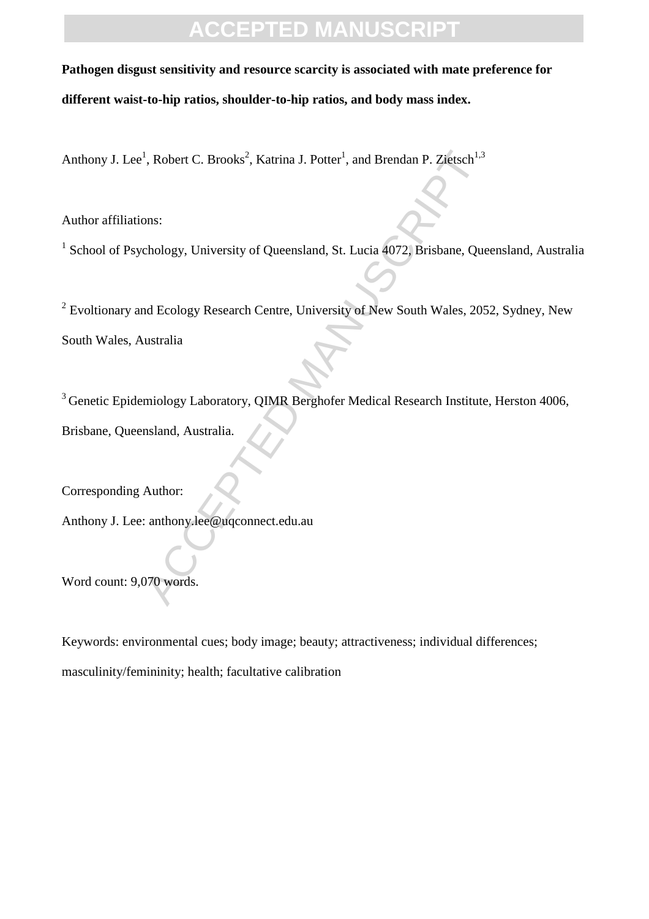**Pathogen disgust sensitivity and resource scarcity is associated with mate preference for different waist-to-hip ratios, shoulder-to-hip ratios, and body mass index.**

Anthony J. Lee[1], Robert C. Brooks[2], Katrina J. Potter[1], and Brendan P. Zietsch[1,3]

Author affiliations:

[1] School of Psychology, University of Queensland, St. Lucia 4072, Brisbane, Queensland, Australia

[2] Evoltionary and Ecology Research Centre, University of New South Wales, 2052, Sydney, New South Wales, Australia

[3] Genetic Epidemiology Laboratory, QIMR Berghofer Medical Research Institute, Herston 4006, Brisbane, Queensland, Australia.

Corresponding Author:

Anthony J. Lee: anthony.lee@uqconnect.edu.au

Word count: 9,070 words.

Keywords: environmental cues; body image; beauty; attractiveness; individual differences; masculinity/femininity; health; facultative calibration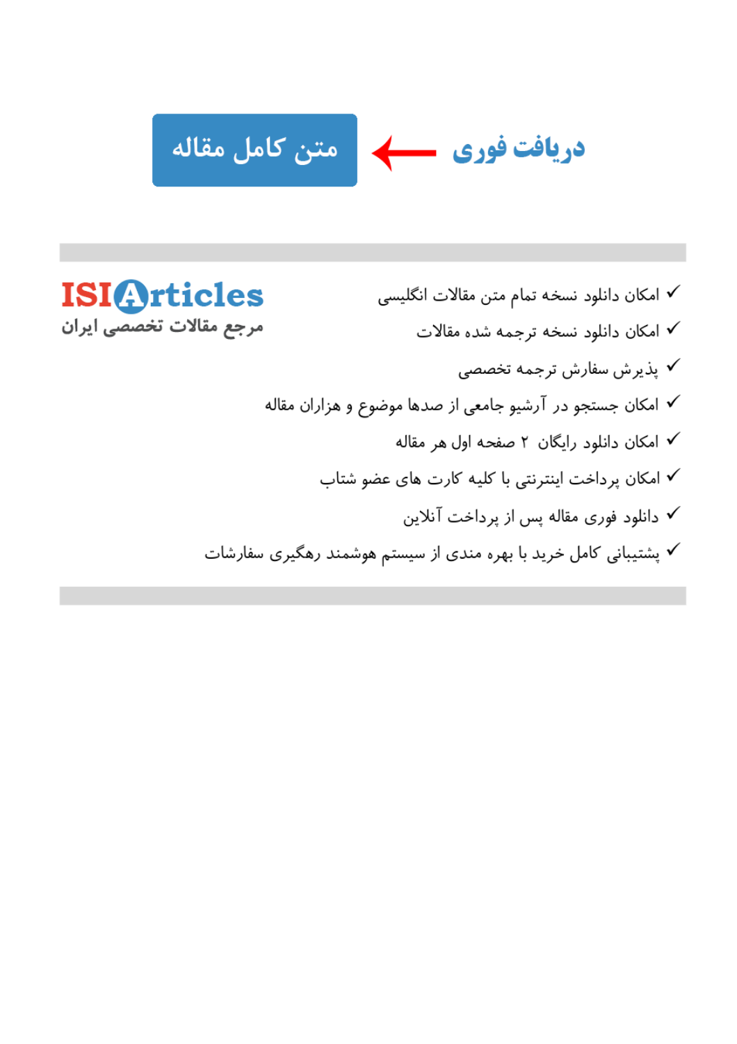دریافت فوری ← متن کامل مقاله

**ISIArticles**
مرجع مقالات تخصصی ایران

- ✓ امکان دانلود نسخه تمام متن مقالات انگلیسی
- ✓ امکان دانلود نسخه ترجمه شده مقالات
- ✓ پذیرش سفارش ترجمه تخصصی
- ✓ امکان جستجو در آرشیو جامعی از صدها موضوع و هزاران مقاله
- ✓ امکان دانلود رایگان ۲ صفحه اول هر مقاله
- ✓ امکان پرداخت اینترنتی با کلیه کارت های عضو شتاب
- ✓ دانلود فوری مقاله پس از پرداخت آنلاین
- ✓ پشتیبانی کامل خرید با بهره مندی از سیستم هوشمند رهگیری سفارشات